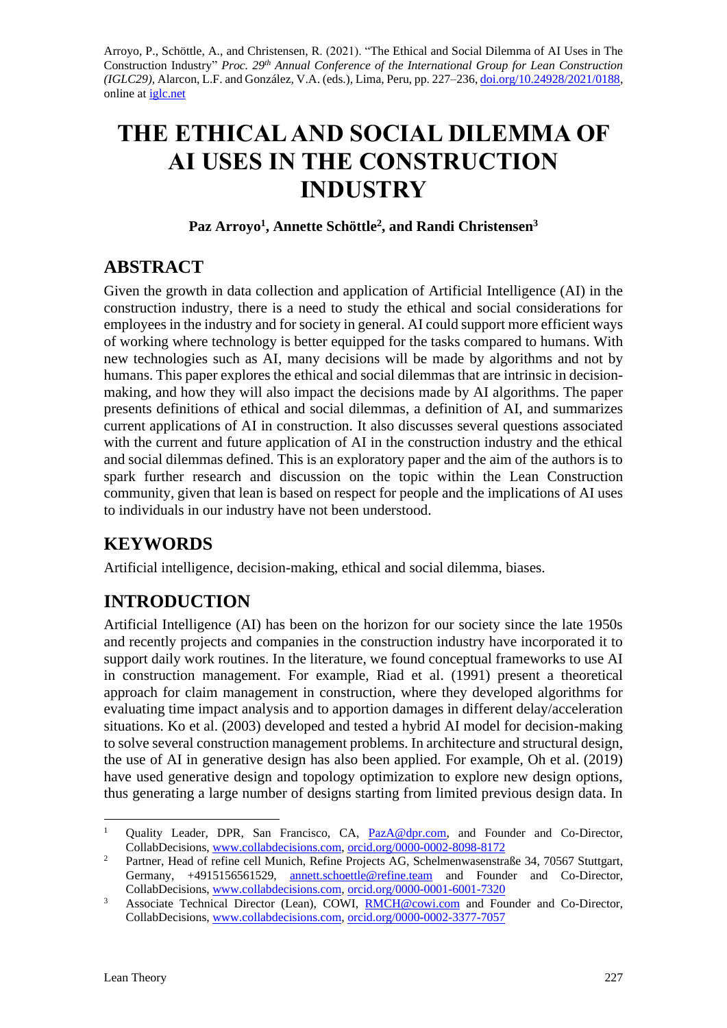Arroyo, P., Schöttle, A., and Christensen, R. (2021). "The Ethical and Social Dilemma of AI Uses in The Construction Industry" *Proc. 29th Annual Conference of the International Group for Lean Construction (IGLC29)*, Alarcon, L.F. and González, V.A. (eds.), Lima, Peru, pp. 227–236, doi.org/10.24928/2021/0188, online at iglc.net

# THE ETHICAL AND SOCIAL DILEMMA OF AI USES IN THE CONSTRUCTION INDUSTRY

**Paz Arroyo[1], Annette Schöttle[2], and Randi Christensen[3]**

## ABSTRACT

Given the growth in data collection and application of Artificial Intelligence (AI) in the construction industry, there is a need to study the ethical and social considerations for employees in the industry and for society in general. AI could support more efficient ways of working where technology is better equipped for the tasks compared to humans. With new technologies such as AI, many decisions will be made by algorithms and not by humans. This paper explores the ethical and social dilemmas that are intrinsic in decision-making, and how they will also impact the decisions made by AI algorithms. The paper presents definitions of ethical and social dilemmas, a definition of AI, and summarizes current applications of AI in construction. It also discusses several questions associated with the current and future application of AI in the construction industry and the ethical and social dilemmas defined. This is an exploratory paper and the aim of the authors is to spark further research and discussion on the topic within the Lean Construction community, given that lean is based on respect for people and the implications of AI uses to individuals in our industry have not been understood.

## KEYWORDS

Artificial intelligence, decision-making, ethical and social dilemma, biases.

## INTRODUCTION

Artificial Intelligence (AI) has been on the horizon for our society since the late 1950s and recently projects and companies in the construction industry have incorporated it to support daily work routines. In the literature, we found conceptual frameworks to use AI in construction management. For example, Riad et al. (1991) present a theoretical approach for claim management in construction, where they developed algorithms for evaluating time impact analysis and to apportion damages in different delay/acceleration situations. Ko et al. (2003) developed and tested a hybrid AI model for decision-making to solve several construction management problems. In architecture and structural design, the use of AI in generative design has also been applied. For example, Oh et al. (2019) have used generative design and topology optimization to explore new design options, thus generating a large number of designs starting from limited previous design data. In

---

[1] Quality Leader, DPR, San Francisco, CA, PazA@dpr.com, and Founder and Co-Director, CollabDecisions, www.collabdecisions.com, orcid.org/0000-0002-8098-8172

[2] Partner, Head of refine cell Munich, Refine Projects AG, Schelmenwasenstraße 34, 70567 Stuttgart, Germany, +4915156561529, annett.schoettle@refine.team and Founder and Co-Director, CollabDecisions, www.collabdecisions.com, orcid.org/0000-0001-6001-7320

[3] Associate Technical Director (Lean), COWI, RMCH@cowi.com and Founder and Co-Director, CollabDecisions, www.collabdecisions.com, orcid.org/0000-0002-3377-7057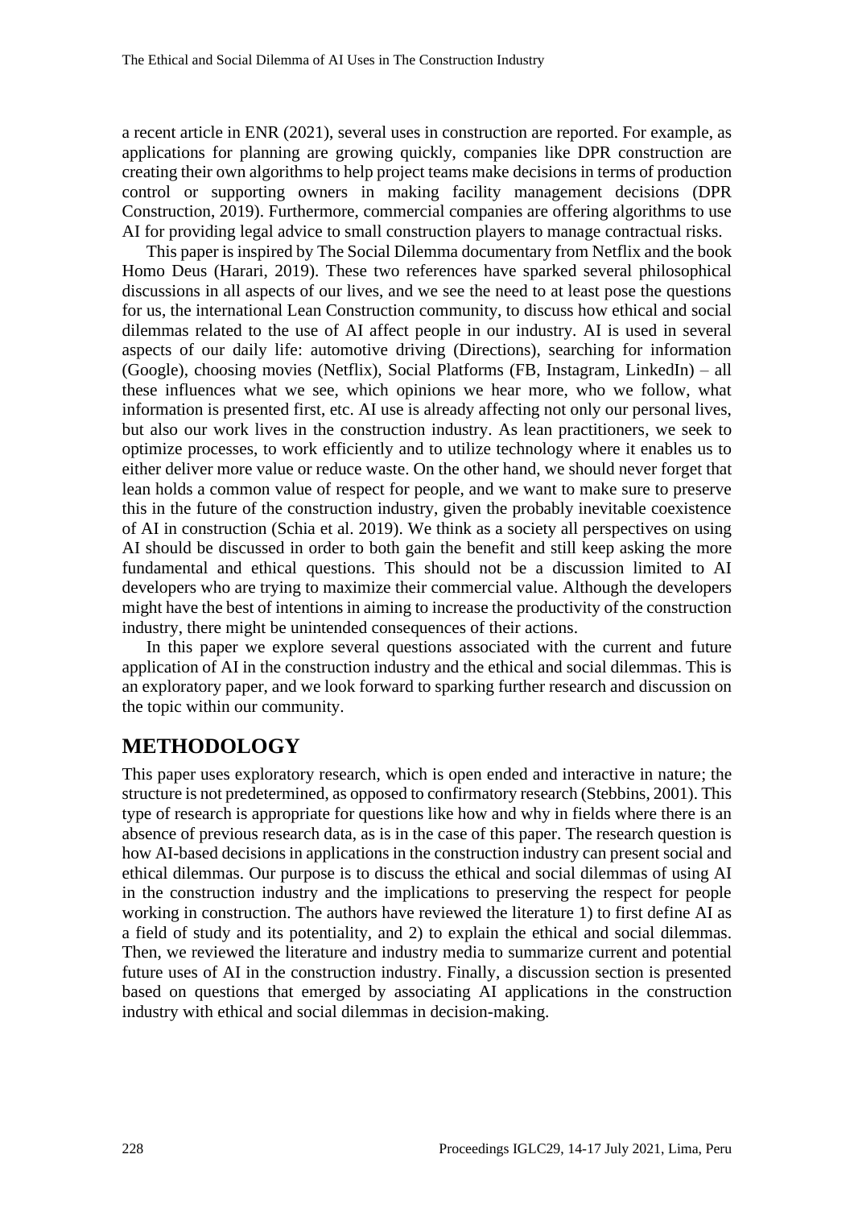a recent article in ENR (2021), several uses in construction are reported. For example, as applications for planning are growing quickly, companies like DPR construction are creating their own algorithms to help project teams make decisions in terms of production control or supporting owners in making facility management decisions (DPR Construction, 2019). Furthermore, commercial companies are offering algorithms to use AI for providing legal advice to small construction players to manage contractual risks.

This paper is inspired by The Social Dilemma documentary from Netflix and the book Homo Deus (Harari, 2019). These two references have sparked several philosophical discussions in all aspects of our lives, and we see the need to at least pose the questions for us, the international Lean Construction community, to discuss how ethical and social dilemmas related to the use of AI affect people in our industry. AI is used in several aspects of our daily life: automotive driving (Directions), searching for information (Google), choosing movies (Netflix), Social Platforms (FB, Instagram, LinkedIn) – all these influences what we see, which opinions we hear more, who we follow, what information is presented first, etc. AI use is already affecting not only our personal lives, but also our work lives in the construction industry. As lean practitioners, we seek to optimize processes, to work efficiently and to utilize technology where it enables us to either deliver more value or reduce waste. On the other hand, we should never forget that lean holds a common value of respect for people, and we want to make sure to preserve this in the future of the construction industry, given the probably inevitable coexistence of AI in construction (Schia et al. 2019). We think as a society all perspectives on using AI should be discussed in order to both gain the benefit and still keep asking the more fundamental and ethical questions. This should not be a discussion limited to AI developers who are trying to maximize their commercial value. Although the developers might have the best of intentions in aiming to increase the productivity of the construction industry, there might be unintended consequences of their actions.

In this paper we explore several questions associated with the current and future application of AI in the construction industry and the ethical and social dilemmas. This is an exploratory paper, and we look forward to sparking further research and discussion on the topic within our community.

## METHODOLOGY

This paper uses exploratory research, which is open ended and interactive in nature; the structure is not predetermined, as opposed to confirmatory research (Stebbins, 2001). This type of research is appropriate for questions like how and why in fields where there is an absence of previous research data, as is in the case of this paper. The research question is how AI-based decisions in applications in the construction industry can present social and ethical dilemmas. Our purpose is to discuss the ethical and social dilemmas of using AI in the construction industry and the implications to preserving the respect for people working in construction. The authors have reviewed the literature 1) to first define AI as a field of study and its potentiality, and 2) to explain the ethical and social dilemmas. Then, we reviewed the literature and industry media to summarize current and potential future uses of AI in the construction industry. Finally, a discussion section is presented based on questions that emerged by associating AI applications in the construction industry with ethical and social dilemmas in decision-making.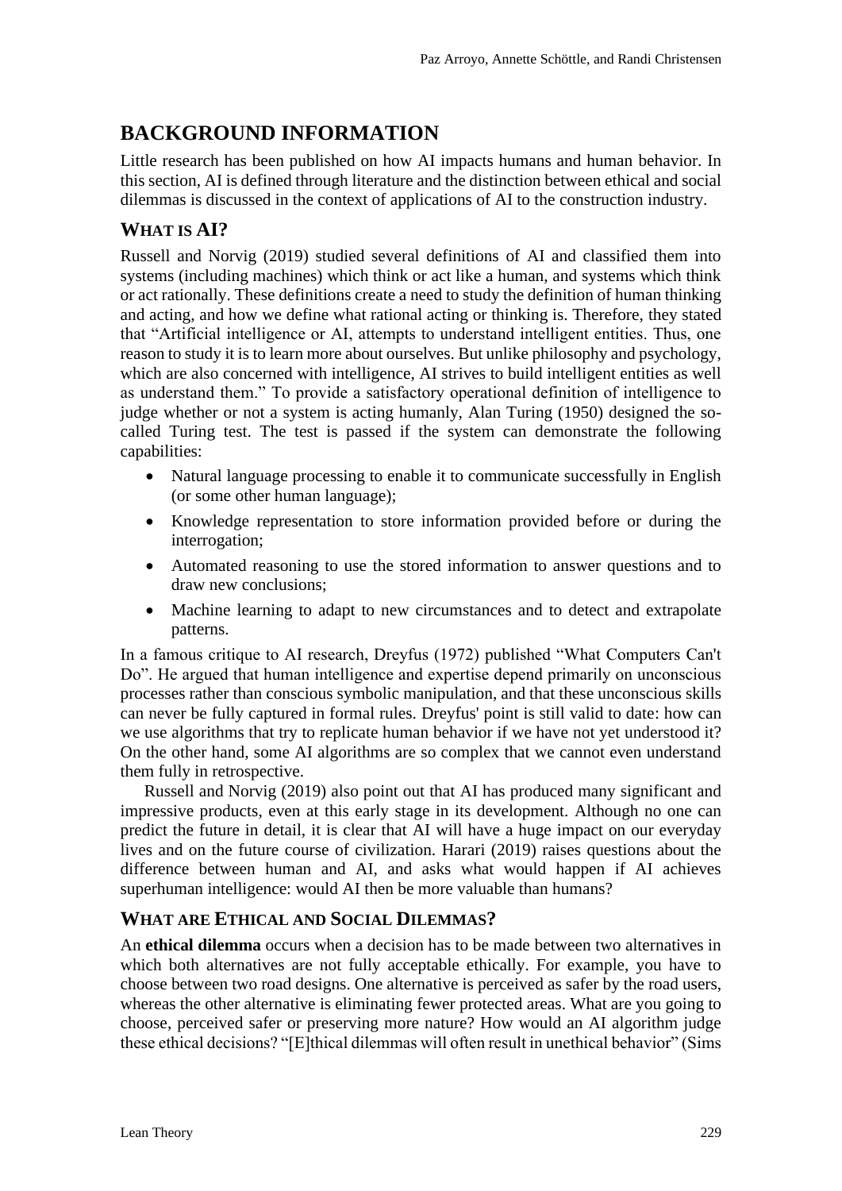## BACKGROUND INFORMATION

Little research has been published on how AI impacts humans and human behavior. In this section, AI is defined through literature and the distinction between ethical and social dilemmas is discussed in the context of applications of AI to the construction industry.

### WHAT IS AI?

Russell and Norvig (2019) studied several definitions of AI and classified them into systems (including machines) which think or act like a human, and systems which think or act rationally. These definitions create a need to study the definition of human thinking and acting, and how we define what rational acting or thinking is. Therefore, they stated that "Artificial intelligence or AI, attempts to understand intelligent entities. Thus, one reason to study it is to learn more about ourselves. But unlike philosophy and psychology, which are also concerned with intelligence, AI strives to build intelligent entities as well as understand them." To provide a satisfactory operational definition of intelligence to judge whether or not a system is acting humanly, Alan Turing (1950) designed the so-called Turing test. The test is passed if the system can demonstrate the following capabilities:

- Natural language processing to enable it to communicate successfully in English (or some other human language);
- Knowledge representation to store information provided before or during the interrogation;
- Automated reasoning to use the stored information to answer questions and to draw new conclusions;
- Machine learning to adapt to new circumstances and to detect and extrapolate patterns.

In a famous critique to AI research, Dreyfus (1972) published "What Computers Can't Do". He argued that human intelligence and expertise depend primarily on unconscious processes rather than conscious symbolic manipulation, and that these unconscious skills can never be fully captured in formal rules. Dreyfus' point is still valid to date: how can we use algorithms that try to replicate human behavior if we have not yet understood it? On the other hand, some AI algorithms are so complex that we cannot even understand them fully in retrospective.

Russell and Norvig (2019) also point out that AI has produced many significant and impressive products, even at this early stage in its development. Although no one can predict the future in detail, it is clear that AI will have a huge impact on our everyday lives and on the future course of civilization. Harari (2019) raises questions about the difference between human and AI, and asks what would happen if AI achieves superhuman intelligence: would AI then be more valuable than humans?

### WHAT ARE ETHICAL AND SOCIAL DILEMMAS?

An **ethical dilemma** occurs when a decision has to be made between two alternatives in which both alternatives are not fully acceptable ethically. For example, you have to choose between two road designs. One alternative is perceived as safer by the road users, whereas the other alternative is eliminating fewer protected areas. What are you going to choose, perceived safer or preserving more nature? How would an AI algorithm judge these ethical decisions? "[E]thical dilemmas will often result in unethical behavior" (Sims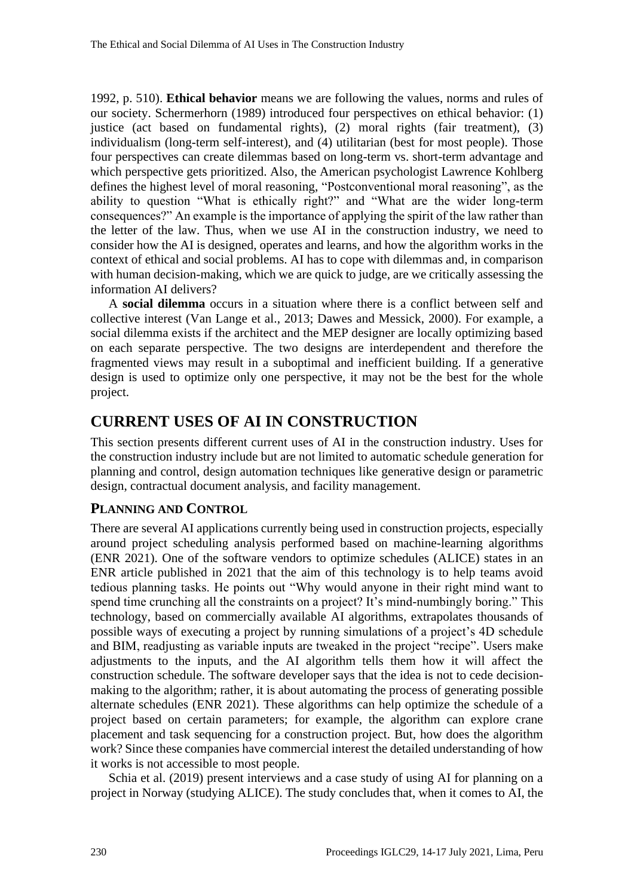1992, p. 510). **Ethical behavior** means we are following the values, norms and rules of our society. Schermerhorn (1989) introduced four perspectives on ethical behavior: (1) justice (act based on fundamental rights), (2) moral rights (fair treatment), (3) individualism (long-term self-interest), and (4) utilitarian (best for most people). Those four perspectives can create dilemmas based on long-term vs. short-term advantage and which perspective gets prioritized. Also, the American psychologist Lawrence Kohlberg defines the highest level of moral reasoning, "Postconventional moral reasoning", as the ability to question "What is ethically right?" and "What are the wider long-term consequences?" An example is the importance of applying the spirit of the law rather than the letter of the law. Thus, when we use AI in the construction industry, we need to consider how the AI is designed, operates and learns, and how the algorithm works in the context of ethical and social problems. AI has to cope with dilemmas and, in comparison with human decision-making, which we are quick to judge, are we critically assessing the information AI delivers?

A **social dilemma** occurs in a situation where there is a conflict between self and collective interest (Van Lange et al., 2013; Dawes and Messick, 2000). For example, a social dilemma exists if the architect and the MEP designer are locally optimizing based on each separate perspective. The two designs are interdependent and therefore the fragmented views may result in a suboptimal and inefficient building. If a generative design is used to optimize only one perspective, it may not be the best for the whole project.

## CURRENT USES OF AI IN CONSTRUCTION

This section presents different current uses of AI in the construction industry. Uses for the construction industry include but are not limited to automatic schedule generation for planning and control, design automation techniques like generative design or parametric design, contractual document analysis, and facility management.

### PLANNING AND CONTROL

There are several AI applications currently being used in construction projects, especially around project scheduling analysis performed based on machine-learning algorithms (ENR 2021). One of the software vendors to optimize schedules (ALICE) states in an ENR article published in 2021 that the aim of this technology is to help teams avoid tedious planning tasks. He points out "Why would anyone in their right mind want to spend time crunching all the constraints on a project? It's mind-numbingly boring." This technology, based on commercially available AI algorithms, extrapolates thousands of possible ways of executing a project by running simulations of a project's 4D schedule and BIM, readjusting as variable inputs are tweaked in the project "recipe". Users make adjustments to the inputs, and the AI algorithm tells them how it will affect the construction schedule. The software developer says that the idea is not to cede decision-making to the algorithm; rather, it is about automating the process of generating possible alternate schedules (ENR 2021). These algorithms can help optimize the schedule of a project based on certain parameters; for example, the algorithm can explore crane placement and task sequencing for a construction project. But, how does the algorithm work? Since these companies have commercial interest the detailed understanding of how it works is not accessible to most people.

Schia et al. (2019) present interviews and a case study of using AI for planning on a project in Norway (studying ALICE). The study concludes that, when it comes to AI, the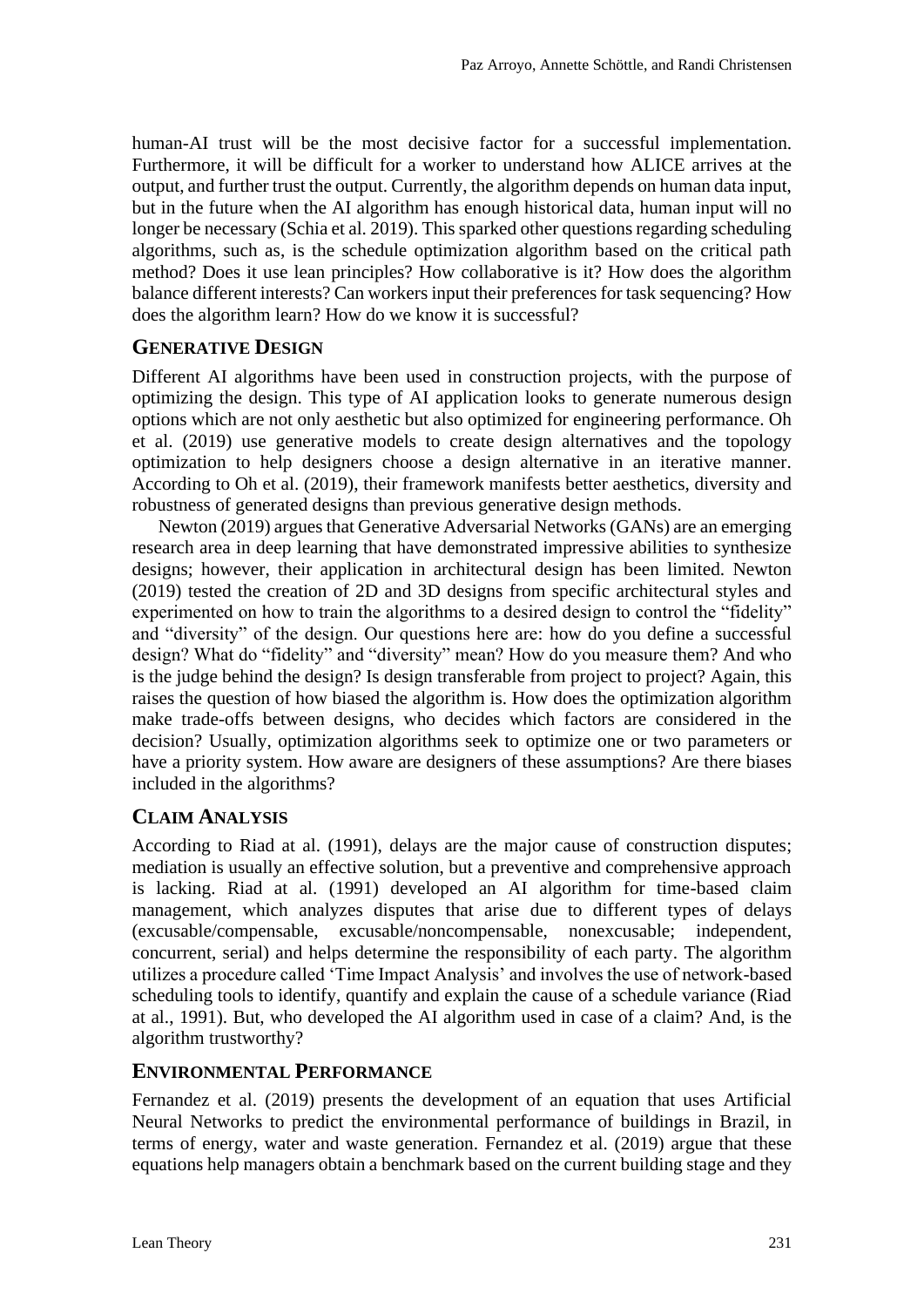human-AI trust will be the most decisive factor for a successful implementation. Furthermore, it will be difficult for a worker to understand how ALICE arrives at the output, and further trust the output. Currently, the algorithm depends on human data input, but in the future when the AI algorithm has enough historical data, human input will no longer be necessary (Schia et al. 2019). This sparked other questions regarding scheduling algorithms, such as, is the schedule optimization algorithm based on the critical path method? Does it use lean principles? How collaborative is it? How does the algorithm balance different interests? Can workers input their preferences for task sequencing? How does the algorithm learn? How do we know it is successful?

## Generative Design

Different AI algorithms have been used in construction projects, with the purpose of optimizing the design. This type of AI application looks to generate numerous design options which are not only aesthetic but also optimized for engineering performance. Oh et al. (2019) use generative models to create design alternatives and the topology optimization to help designers choose a design alternative in an iterative manner. According to Oh et al. (2019), their framework manifests better aesthetics, diversity and robustness of generated designs than previous generative design methods.

Newton (2019) argues that Generative Adversarial Networks (GANs) are an emerging research area in deep learning that have demonstrated impressive abilities to synthesize designs; however, their application in architectural design has been limited. Newton (2019) tested the creation of 2D and 3D designs from specific architectural styles and experimented on how to train the algorithms to a desired design to control the "fidelity" and "diversity" of the design. Our questions here are: how do you define a successful design? What do "fidelity" and "diversity" mean? How do you measure them? And who is the judge behind the design? Is design transferable from project to project? Again, this raises the question of how biased the algorithm is. How does the optimization algorithm make trade-offs between designs, who decides which factors are considered in the decision? Usually, optimization algorithms seek to optimize one or two parameters or have a priority system. How aware are designers of these assumptions? Are there biases included in the algorithms?

## Claim Analysis

According to Riad at al. (1991), delays are the major cause of construction disputes; mediation is usually an effective solution, but a preventive and comprehensive approach is lacking. Riad at al. (1991) developed an AI algorithm for time-based claim management, which analyzes disputes that arise due to different types of delays (excusable/compensable, excusable/noncompensable, nonexcusable; independent, concurrent, serial) and helps determine the responsibility of each party. The algorithm utilizes a procedure called 'Time Impact Analysis' and involves the use of network-based scheduling tools to identify, quantify and explain the cause of a schedule variance (Riad at al., 1991). But, who developed the AI algorithm used in case of a claim? And, is the algorithm trustworthy?

## Environmental Performance

Fernandez et al. (2019) presents the development of an equation that uses Artificial Neural Networks to predict the environmental performance of buildings in Brazil, in terms of energy, water and waste generation. Fernandez et al. (2019) argue that these equations help managers obtain a benchmark based on the current building stage and they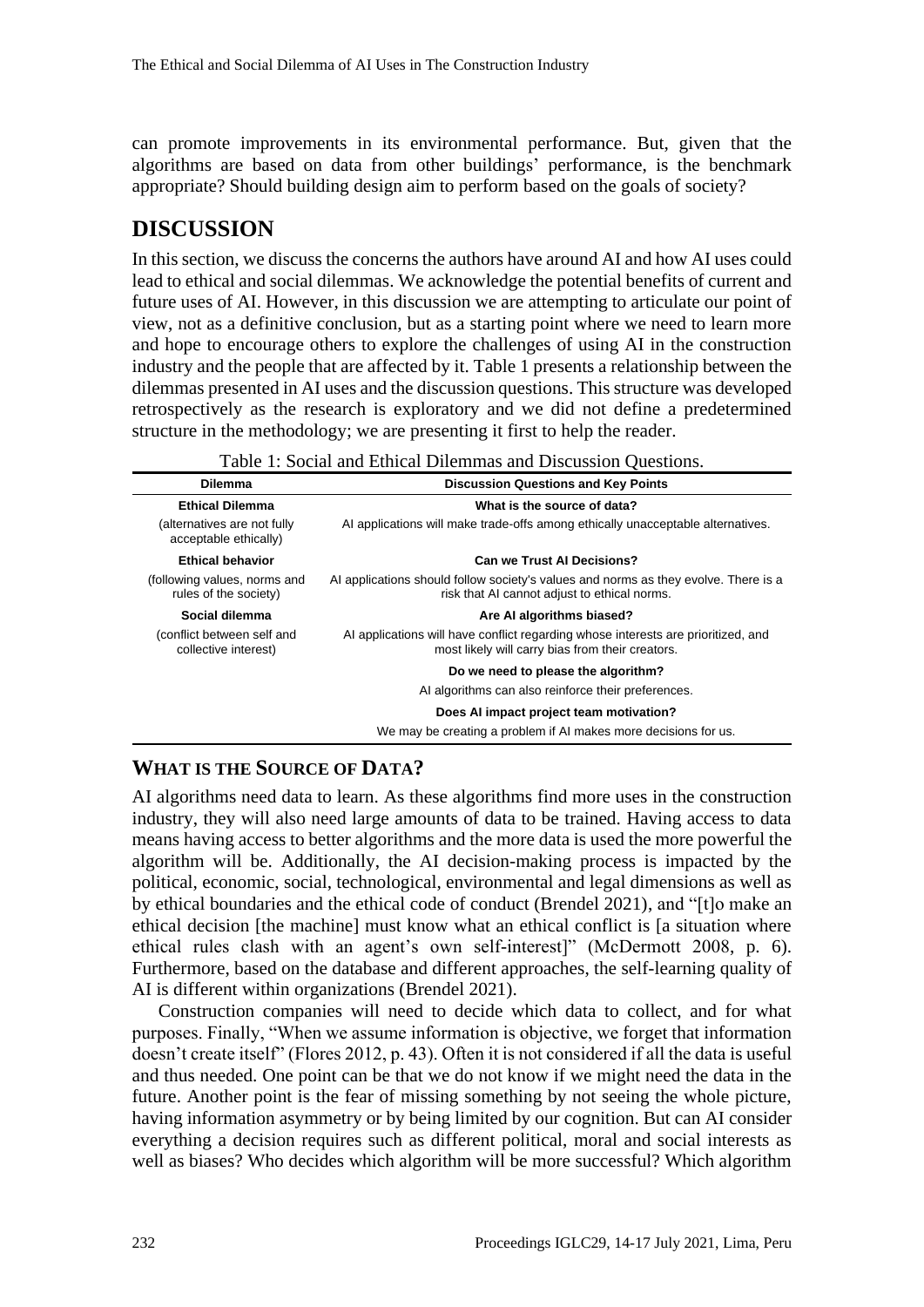can promote improvements in its environmental performance. But, given that the algorithms are based on data from other buildings' performance, is the benchmark appropriate? Should building design aim to perform based on the goals of society?

# DISCUSSION

In this section, we discuss the concerns the authors have around AI and how AI uses could lead to ethical and social dilemmas. We acknowledge the potential benefits of current and future uses of AI. However, in this discussion we are attempting to articulate our point of view, not as a definitive conclusion, but as a starting point where we need to learn more and hope to encourage others to explore the challenges of using AI in the construction industry and the people that are affected by it. Table 1 presents a relationship between the dilemmas presented in AI uses and the discussion questions. This structure was developed retrospectively as the research is exploratory and we did not define a predetermined structure in the methodology; we are presenting it first to help the reader.

Table 1: Social and Ethical Dilemmas and Discussion Questions.

| Dilemma | Discussion Questions and Key Points |
|---|---|
| **Ethical Dilemma** | **What is the source of data?** |
| (alternatives are not fully acceptable ethically) | AI applications will make trade-offs among ethically unacceptable alternatives. |
| **Ethical behavior** | **Can we Trust AI Decisions?** |
| (following values, norms and rules of the society) | AI applications should follow society's values and norms as they evolve. There is a risk that AI cannot adjust to ethical norms. |
| **Social dilemma** | **Are AI algorithms biased?** |
| (conflict between self and collective interest) | AI applications will have conflict regarding whose interests are prioritized, and most likely will carry bias from their creators. |
| | **Do we need to please the algorithm?** |
| | AI algorithms can also reinforce their preferences. |
| | **Does AI impact project team motivation?** |
| | We may be creating a problem if AI makes more decisions for us. |

## WHAT IS THE SOURCE OF DATA?

AI algorithms need data to learn. As these algorithms find more uses in the construction industry, they will also need large amounts of data to be trained. Having access to data means having access to better algorithms and the more data is used the more powerful the algorithm will be. Additionally, the AI decision-making process is impacted by the political, economic, social, technological, environmental and legal dimensions as well as by ethical boundaries and the ethical code of conduct (Brendel 2021), and "[t]o make an ethical decision [the machine] must know what an ethical conflict is [a situation where ethical rules clash with an agent's own self-interest]" (McDermott 2008, p. 6). Furthermore, based on the database and different approaches, the self-learning quality of AI is different within organizations (Brendel 2021).

Construction companies will need to decide which data to collect, and for what purposes. Finally, "When we assume information is objective, we forget that information doesn't create itself" (Flores 2012, p. 43). Often it is not considered if all the data is useful and thus needed. One point can be that we do not know if we might need the data in the future. Another point is the fear of missing something by not seeing the whole picture, having information asymmetry or by being limited by our cognition. But can AI consider everything a decision requires such as different political, moral and social interests as well as biases? Who decides which algorithm will be more successful? Which algorithm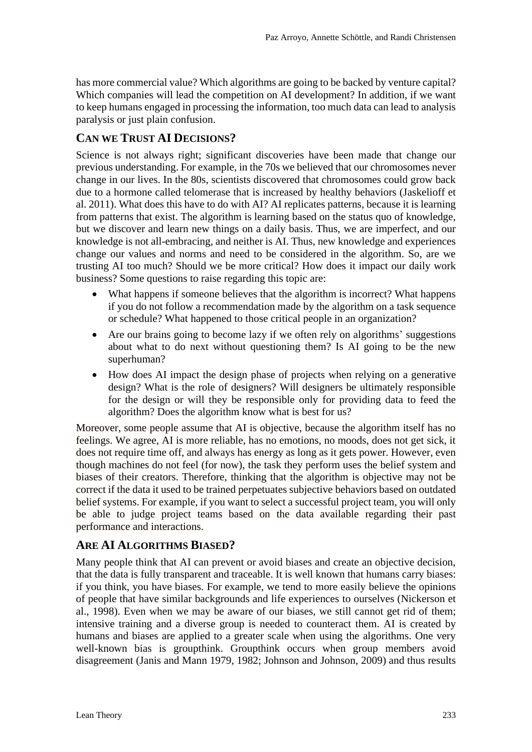has more commercial value? Which algorithms are going to be backed by venture capital? Which companies will lead the competition on AI development? In addition, if we want to keep humans engaged in processing the information, too much data can lead to analysis paralysis or just plain confusion.

## CAN WE TRUST AI DECISIONS?

Science is not always right; significant discoveries have been made that change our previous understanding. For example, in the 70s we believed that our chromosomes never change in our lives. In the 80s, scientists discovered that chromosomes could grow back due to a hormone called telomerase that is increased by healthy behaviors (Jaskelioff et al. 2011). What does this have to do with AI? AI replicates patterns, because it is learning from patterns that exist. The algorithm is learning based on the status quo of knowledge, but we discover and learn new things on a daily basis. Thus, we are imperfect, and our knowledge is not all-embracing, and neither is AI. Thus, new knowledge and experiences change our values and norms and need to be considered in the algorithm. So, are we trusting AI too much? Should we be more critical? How does it impact our daily work business? Some questions to raise regarding this topic are:

- What happens if someone believes that the algorithm is incorrect? What happens if you do not follow a recommendation made by the algorithm on a task sequence or schedule? What happened to those critical people in an organization?
- Are our brains going to become lazy if we often rely on algorithms' suggestions about what to do next without questioning them? Is AI going to be the new superhuman?
- How does AI impact the design phase of projects when relying on a generative design? What is the role of designers? Will designers be ultimately responsible for the design or will they be responsible only for providing data to feed the algorithm? Does the algorithm know what is best for us?

Moreover, some people assume that AI is objective, because the algorithm itself has no feelings. We agree, AI is more reliable, has no emotions, no moods, does not get sick, it does not require time off, and always has energy as long as it gets power. However, even though machines do not feel (for now), the task they perform uses the belief system and biases of their creators. Therefore, thinking that the algorithm is objective may not be correct if the data it used to be trained perpetuates subjective behaviors based on outdated belief systems. For example, if you want to select a successful project team, you will only be able to judge project teams based on the data available regarding their past performance and interactions.

## ARE AI ALGORITHMS BIASED?

Many people think that AI can prevent or avoid biases and create an objective decision, that the data is fully transparent and traceable. It is well known that humans carry biases: if you think, you have biases. For example, we tend to more easily believe the opinions of people that have similar backgrounds and life experiences to ourselves (Nickerson et al., 1998). Even when we may be aware of our biases, we still cannot get rid of them; intensive training and a diverse group is needed to counteract them. AI is created by humans and biases are applied to a greater scale when using the algorithms. One very well-known bias is groupthink. Groupthink occurs when group members avoid disagreement (Janis and Mann 1979, 1982; Johnson and Johnson, 2009) and thus results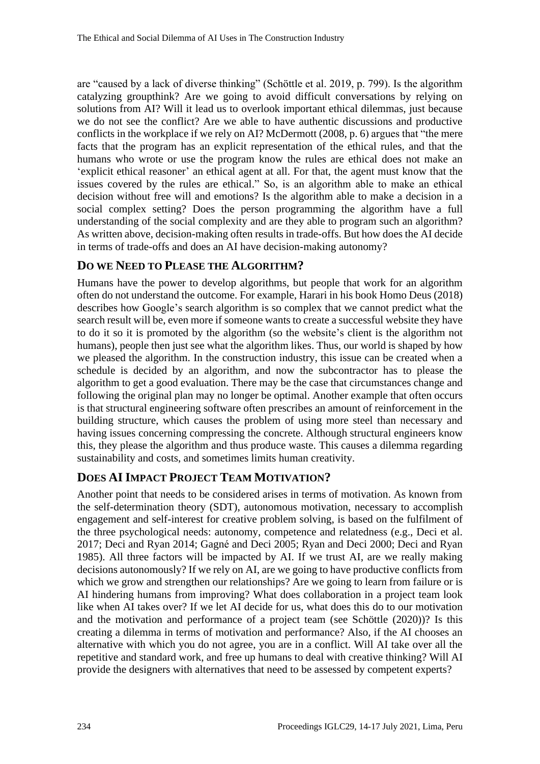are "caused by a lack of diverse thinking" (Schöttle et al. 2019, p. 799). Is the algorithm catalyzing groupthink? Are we going to avoid difficult conversations by relying on solutions from AI? Will it lead us to overlook important ethical dilemmas, just because we do not see the conflict? Are we able to have authentic discussions and productive conflicts in the workplace if we rely on AI? McDermott (2008, p. 6) argues that "the mere facts that the program has an explicit representation of the ethical rules, and that the humans who wrote or use the program know the rules are ethical does not make an 'explicit ethical reasoner' an ethical agent at all. For that, the agent must know that the issues covered by the rules are ethical." So, is an algorithm able to make an ethical decision without free will and emotions? Is the algorithm able to make a decision in a social complex setting? Does the person programming the algorithm have a full understanding of the social complexity and are they able to program such an algorithm? As written above, decision-making often results in trade-offs. But how does the AI decide in terms of trade-offs and does an AI have decision-making autonomy?

## DO WE NEED TO PLEASE THE ALGORITHM?

Humans have the power to develop algorithms, but people that work for an algorithm often do not understand the outcome. For example, Harari in his book Homo Deus (2018) describes how Google's search algorithm is so complex that we cannot predict what the search result will be, even more if someone wants to create a successful website they have to do it so it is promoted by the algorithm (so the website's client is the algorithm not humans), people then just see what the algorithm likes. Thus, our world is shaped by how we pleased the algorithm. In the construction industry, this issue can be created when a schedule is decided by an algorithm, and now the subcontractor has to please the algorithm to get a good evaluation. There may be the case that circumstances change and following the original plan may no longer be optimal. Another example that often occurs is that structural engineering software often prescribes an amount of reinforcement in the building structure, which causes the problem of using more steel than necessary and having issues concerning compressing the concrete. Although structural engineers know this, they please the algorithm and thus produce waste. This causes a dilemma regarding sustainability and costs, and sometimes limits human creativity.

## DOES AI IMPACT PROJECT TEAM MOTIVATION?

Another point that needs to be considered arises in terms of motivation. As known from the self-determination theory (SDT), autonomous motivation, necessary to accomplish engagement and self-interest for creative problem solving, is based on the fulfilment of the three psychological needs: autonomy, competence and relatedness (e.g., Deci et al. 2017; Deci and Ryan 2014; Gagné and Deci 2005; Ryan and Deci 2000; Deci and Ryan 1985). All three factors will be impacted by AI. If we trust AI, are we really making decisions autonomously? If we rely on AI, are we going to have productive conflicts from which we grow and strengthen our relationships? Are we going to learn from failure or is AI hindering humans from improving? What does collaboration in a project team look like when AI takes over? If we let AI decide for us, what does this do to our motivation and the motivation and performance of a project team (see Schöttle (2020))? Is this creating a dilemma in terms of motivation and performance? Also, if the AI chooses an alternative with which you do not agree, you are in a conflict. Will AI take over all the repetitive and standard work, and free up humans to deal with creative thinking? Will AI provide the designers with alternatives that need to be assessed by competent experts?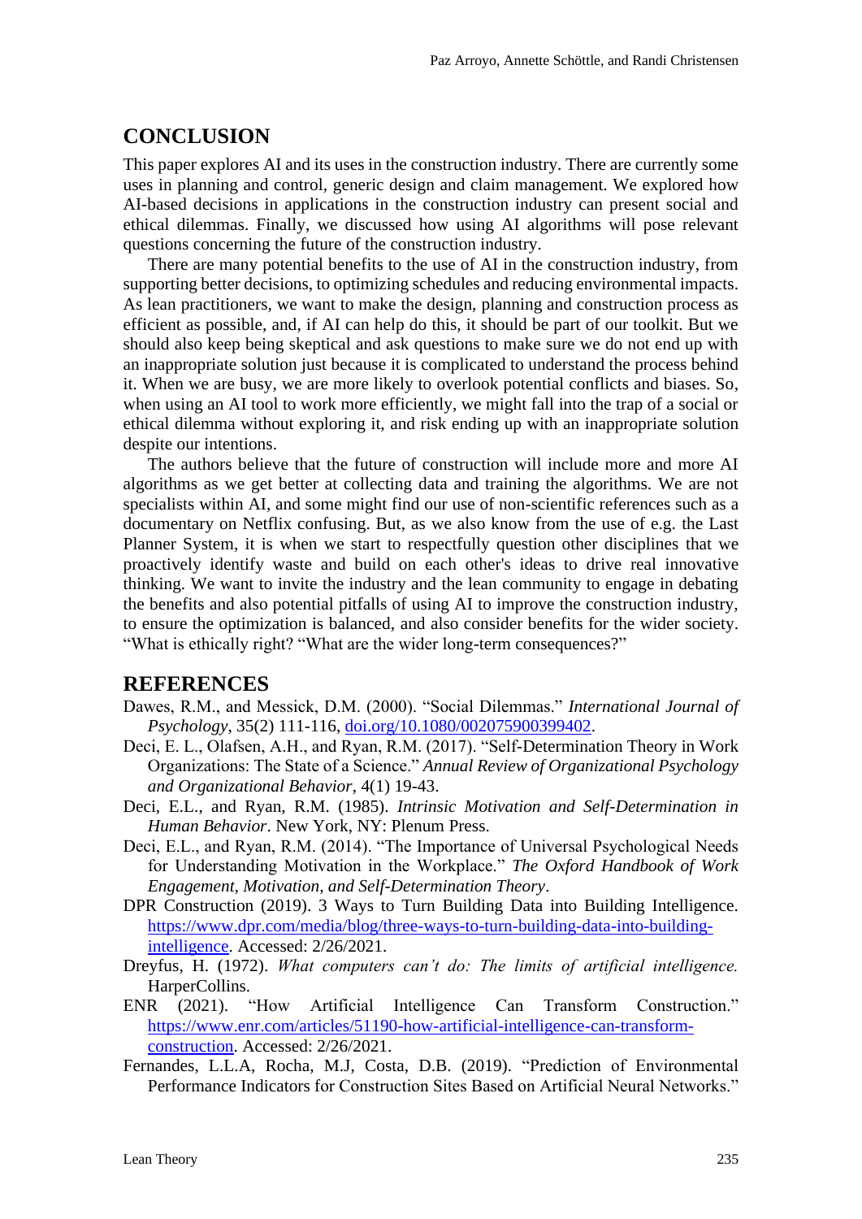## CONCLUSION

This paper explores AI and its uses in the construction industry. There are currently some uses in planning and control, generic design and claim management. We explored how AI-based decisions in applications in the construction industry can present social and ethical dilemmas. Finally, we discussed how using AI algorithms will pose relevant questions concerning the future of the construction industry.

There are many potential benefits to the use of AI in the construction industry, from supporting better decisions, to optimizing schedules and reducing environmental impacts. As lean practitioners, we want to make the design, planning and construction process as efficient as possible, and, if AI can help do this, it should be part of our toolkit. But we should also keep being skeptical and ask questions to make sure we do not end up with an inappropriate solution just because it is complicated to understand the process behind it. When we are busy, we are more likely to overlook potential conflicts and biases. So, when using an AI tool to work more efficiently, we might fall into the trap of a social or ethical dilemma without exploring it, and risk ending up with an inappropriate solution despite our intentions.

The authors believe that the future of construction will include more and more AI algorithms as we get better at collecting data and training the algorithms. We are not specialists within AI, and some might find our use of non-scientific references such as a documentary on Netflix confusing. But, as we also know from the use of e.g. the Last Planner System, it is when we start to respectfully question other disciplines that we proactively identify waste and build on each other's ideas to drive real innovative thinking. We want to invite the industry and the lean community to engage in debating the benefits and also potential pitfalls of using AI to improve the construction industry, to ensure the optimization is balanced, and also consider benefits for the wider society. "What is ethically right? "What are the wider long-term consequences?"

## REFERENCES

Dawes, R.M., and Messick, D.M. (2000). "Social Dilemmas." *International Journal of Psychology*, 35(2) 111-116, doi.org/10.1080/002075900399402.

Deci, E. L., Olafsen, A.H., and Ryan, R.M. (2017). "Self-Determination Theory in Work Organizations: The State of a Science." *Annual Review of Organizational Psychology and Organizational Behavior*, 4(1) 19-43.

Deci, E.L., and Ryan, R.M. (1985). *Intrinsic Motivation and Self-Determination in Human Behavior*. New York, NY: Plenum Press.

Deci, E.L., and Ryan, R.M. (2014). "The Importance of Universal Psychological Needs for Understanding Motivation in the Workplace." *The Oxford Handbook of Work Engagement, Motivation, and Self-Determination Theory*.

DPR Construction (2019). 3 Ways to Turn Building Data into Building Intelligence. https://www.dpr.com/media/blog/three-ways-to-turn-building-data-into-building-intelligence. Accessed: 2/26/2021.

Dreyfus, H. (1972). *What computers can't do: The limits of artificial intelligence.* HarperCollins.

ENR (2021). "How Artificial Intelligence Can Transform Construction." https://www.enr.com/articles/51190-how-artificial-intelligence-can-transform-construction. Accessed: 2/26/2021.

Fernandes, L.L.A, Rocha, M.J, Costa, D.B. (2019). "Prediction of Environmental Performance Indicators for Construction Sites Based on Artificial Neural Networks."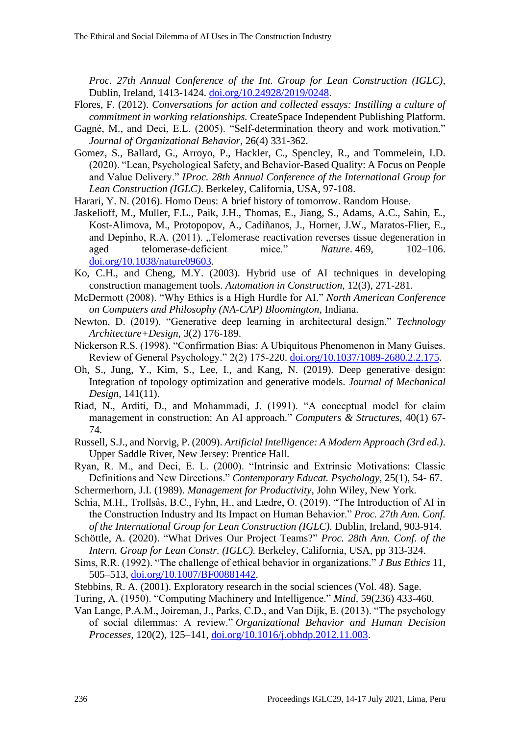*Proc. 27th Annual Conference of the Int. Group for Lean Construction (IGLC)*, Dublin, Ireland, 1413-1424. doi.org/10.24928/2019/0248.

Flores, F. (2012). *Conversations for action and collected essays: Instilling a culture of commitment in working relationships.* CreateSpace Independent Publishing Platform.

Gagné, M., and Deci, E.L. (2005). "Self-determination theory and work motivation." *Journal of Organizational Behavior*, 26(4) 331-362.

Gomez, S., Ballard, G., Arroyo, P., Hackler, C., Spencley, R., and Tommelein, I.D. (2020). "Lean, Psychological Safety, and Behavior-Based Quality: A Focus on People and Value Delivery." *IProc. 28th Annual Conference of the International Group for Lean Construction (IGLC).* Berkeley, California, USA, 97-108.

Harari, Y. N. (2016). Homo Deus: A brief history of tomorrow. Random House.

Jaskelioff, M., Muller, F.L., Paik, J.H., Thomas, E., Jiang, S., Adams, A.C., Sahin, E., Kost-Alimova, M., Protopopov, A., Cadiñanos, J., Horner, J.W., Maratos-Flier, E., and Depinho, R.A. (2011). „Telomerase reactivation reverses tissue degeneration in aged telomerase-deficient mice." *Nature*. 469, 102–106. doi.org/10.1038/nature09603.

Ko, C.H., and Cheng, M.Y. (2003). Hybrid use of AI techniques in developing construction management tools. *Automation in Construction*, 12(3), 271-281.

McDermott (2008). "Why Ethics is a High Hurdle for AI." *North American Conference on Computers and Philosophy (NA-CAP) Bloomington*, Indiana.

Newton, D. (2019). "Generative deep learning in architectural design." *Technology Architecture+Design*, 3(2) 176-189.

Nickerson R.S. (1998). "Confirmation Bias: A Ubiquitous Phenomenon in Many Guises. Review of General Psychology." 2(2) 175-220. doi.org/10.1037/1089-2680.2.2.175.

Oh, S., Jung, Y., Kim, S., Lee, I., and Kang, N. (2019). Deep generative design: Integration of topology optimization and generative models. *Journal of Mechanical Design*, 141(11).

Riad, N., Arditi, D., and Mohammadi, J. (1991). "A conceptual model for claim management in construction: An AI approach." *Computers & Structures*, 40(1) 67-74.

Russell, S.J., and Norvig, P. (2009). *Artificial Intelligence: A Modern Approach (3rd ed.)*. Upper Saddle River, New Jersey: Prentice Hall.

Ryan, R. M., and Deci, E. L. (2000). "Intrinsic and Extrinsic Motivations: Classic Definitions and New Directions." *Contemporary Educat. Psychology*, 25(1), 54- 67.

Schermerhorn, J.I. (1989). *Management for Productivity*, John Wiley, New York.

Schia, M.H., Trollsås, B.C., Fyhn, H., and Lædre, O. (2019). "The Introduction of AI in the Construction Industry and Its Impact on Human Behavior." *Proc. 27th Ann. Conf. of the International Group for Lean Construction (IGLC).* Dublin, Ireland, 903-914.

Schöttle, A. (2020). "What Drives Our Project Teams?" *Proc. 28th Ann. Conf. of the Intern. Group for Lean Constr. (IGLC).* Berkeley, California, USA, pp 313-324.

Sims, R.R. (1992). "The challenge of ethical behavior in organizations." *J Bus Ethics* 11, 505–513, doi.org/10.1007/BF00881442.

Stebbins, R. A. (2001). Exploratory research in the social sciences (Vol. 48). Sage.

Turing, A. (1950). "Computing Machinery and Intelligence." *Mind*, 59(236) 433-460.

Van Lange, P.A.M., Joireman, J., Parks, C.D., and Van Dijk, E. (2013). "The psychology of social dilemmas: A review." *Organizational Behavior and Human Decision Processes*, 120(2), 125–141, doi.org/10.1016/j.obhdp.2012.11.003.